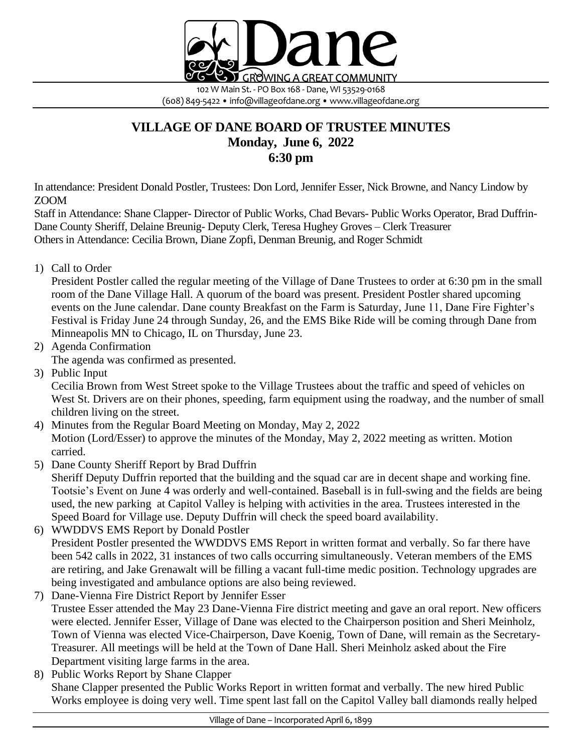Dane
GROWING A GREAT COMMUNITY
102 W Main St. - PO Box 168 - Dane, WI 53529-0168
(608) 849-5422 • info@villageofdane.org • www.villageofdane.org

# VILLAGE OF DANE BOARD OF TRUSTEE MINUTES
## Monday, June 6, 2022
## 6:30 pm

In attendance: President Donald Postler, Trustees: Don Lord, Jennifer Esser, Nick Browne, and Nancy Lindow by ZOOM
Staff in Attendance: Shane Clapper- Director of Public Works, Chad Bevars- Public Works Operator, Brad Duffrin- Dane County Sheriff, Delaine Breunig- Deputy Clerk, Teresa Hughey Groves – Clerk Treasurer
Others in Attendance: Cecilia Brown, Diane Zopfi, Denman Breunig, and Roger Schmidt

1) Call to Order
   President Postler called the regular meeting of the Village of Dane Trustees to order at 6:30 pm in the small room of the Dane Village Hall. A quorum of the board was present. President Postler shared upcoming events on the June calendar. Dane county Breakfast on the Farm is Saturday, June 11, Dane Fire Fighter's Festival is Friday June 24 through Sunday, 26, and the EMS Bike Ride will be coming through Dane from Minneapolis MN to Chicago, IL on Thursday, June 23.
2) Agenda Confirmation
   The agenda was confirmed as presented.
3) Public Input
   Cecilia Brown from West Street spoke to the Village Trustees about the traffic and speed of vehicles on West St. Drivers are on their phones, speeding, farm equipment using the roadway, and the number of small children living on the street.
4) Minutes from the Regular Board Meeting on Monday, May 2, 2022
   Motion (Lord/Esser) to approve the minutes of the Monday, May 2, 2022 meeting as written. Motion carried.
5) Dane County Sheriff Report by Brad Duffrin
   Sheriff Deputy Duffrin reported that the building and the squad car are in decent shape and working fine. Tootsie's Event on June 4 was orderly and well-contained. Baseball is in full-swing and the fields are being used, the new parking at Capitol Valley is helping with activities in the area. Trustees interested in the Speed Board for Village use. Deputy Duffrin will check the speed board availability.
6) WWDDVS EMS Report by Donald Postler
   President Postler presented the WWDDVS EMS Report in written format and verbally. So far there have been 542 calls in 2022, 31 instances of two calls occurring simultaneously. Veteran members of the EMS are retiring, and Jake Grenawalt will be filling a vacant full-time medic position. Technology upgrades are being investigated and ambulance options are also being reviewed.
7) Dane-Vienna Fire District Report by Jennifer Esser
   Trustee Esser attended the May 23 Dane-Vienna Fire district meeting and gave an oral report. New officers were elected. Jennifer Esser, Village of Dane was elected to the Chairperson position and Sheri Meinholz, Town of Vienna was elected Vice-Chairperson, Dave Koenig, Town of Dane, will remain as the Secretary-Treasurer. All meetings will be held at the Town of Dane Hall. Sheri Meinholz asked about the Fire Department visiting large farms in the area.
8) Public Works Report by Shane Clapper
   Shane Clapper presented the Public Works Report in written format and verbally. The new hired Public Works employee is doing very well. Time spent last fall on the Capitol Valley ball diamonds really helped

Village of Dane – Incorporated April 6, 1899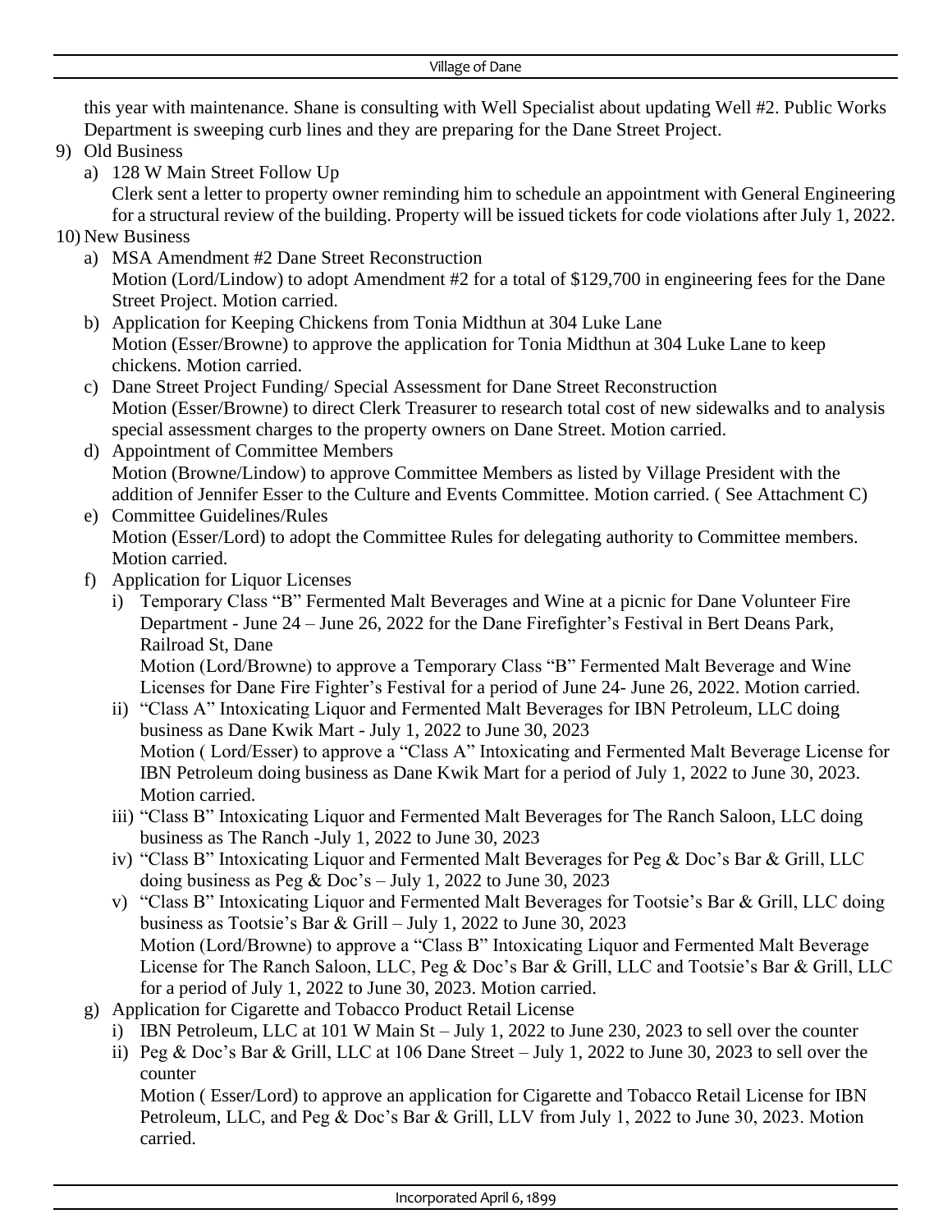this year with maintenance. Shane is consulting with Well Specialist about updating Well #2. Public Works Department is sweeping curb lines and they are preparing for the Dane Street Project.

9) Old Business
   a) 128 W Main Street Follow Up
      Clerk sent a letter to property owner reminding him to schedule an appointment with General Engineering for a structural review of the building. Property will be issued tickets for code violations after July 1, 2022.

10) New Business
   a) MSA Amendment #2 Dane Street Reconstruction
      Motion (Lord/Lindow) to adopt Amendment #2 for a total of $129,700 in engineering fees for the Dane Street Project. Motion carried.
   b) Application for Keeping Chickens from Tonia Midthun at 304 Luke Lane
      Motion (Esser/Browne) to approve the application for Tonia Midthun at 304 Luke Lane to keep chickens. Motion carried.
   c) Dane Street Project Funding/ Special Assessment for Dane Street Reconstruction
      Motion (Esser/Browne) to direct Clerk Treasurer to research total cost of new sidewalks and to analysis special assessment charges to the property owners on Dane Street. Motion carried.
   d) Appointment of Committee Members
      Motion (Browne/Lindow) to approve Committee Members as listed by Village President with the addition of Jennifer Esser to the Culture and Events Committee. Motion carried. ( See Attachment C)
   e) Committee Guidelines/Rules
      Motion (Esser/Lord) to adopt the Committee Rules for delegating authority to Committee members. Motion carried.
   f) Application for Liquor Licenses
      i) Temporary Class “B” Fermented Malt Beverages and Wine at a picnic for Dane Volunteer Fire Department - June 24 – June 26, 2022 for the Dane Firefighter’s Festival in Bert Deans Park, Railroad St, Dane
         Motion (Lord/Browne) to approve a Temporary Class “B” Fermented Malt Beverage and Wine Licenses for Dane Fire Fighter’s Festival for a period of June 24- June 26, 2022. Motion carried.
      ii) “Class A” Intoxicating Liquor and Fermented Malt Beverages for IBN Petroleum, LLC doing business as Dane Kwik Mart - July 1, 2022 to June 30, 2023
         Motion ( Lord/Esser) to approve a “Class A” Intoxicating and Fermented Malt Beverage License for IBN Petroleum doing business as Dane Kwik Mart for a period of July 1, 2022 to June 30, 2023. Motion carried.
      iii) “Class B” Intoxicating Liquor and Fermented Malt Beverages for The Ranch Saloon, LLC doing business as The Ranch -July 1, 2022 to June 30, 2023
      iv) “Class B” Intoxicating Liquor and Fermented Malt Beverages for Peg & Doc’s Bar & Grill, LLC doing business as Peg & Doc’s – July 1, 2022 to June 30, 2023
      v) “Class B” Intoxicating Liquor and Fermented Malt Beverages for Tootsie’s Bar & Grill, LLC doing business as Tootsie’s Bar & Grill – July 1, 2022 to June 30, 2023
         Motion (Lord/Browne) to approve a “Class B” Intoxicating Liquor and Fermented Malt Beverage License for The Ranch Saloon, LLC, Peg & Doc’s Bar & Grill, LLC and Tootsie’s Bar & Grill, LLC for a period of July 1, 2022 to June 30, 2023. Motion carried.
   g) Application for Cigarette and Tobacco Product Retail License
      i) IBN Petroleum, LLC at 101 W Main St – July 1, 2022 to June 230, 2023 to sell over the counter
      ii) Peg & Doc’s Bar & Grill, LLC at 106 Dane Street – July 1, 2022 to June 30, 2023 to sell over the counter
         Motion ( Esser/Lord) to approve an application for Cigarette and Tobacco Retail License for IBN Petroleum, LLC, and Peg & Doc’s Bar & Grill, LLV from July 1, 2022 to June 30, 2023. Motion carried.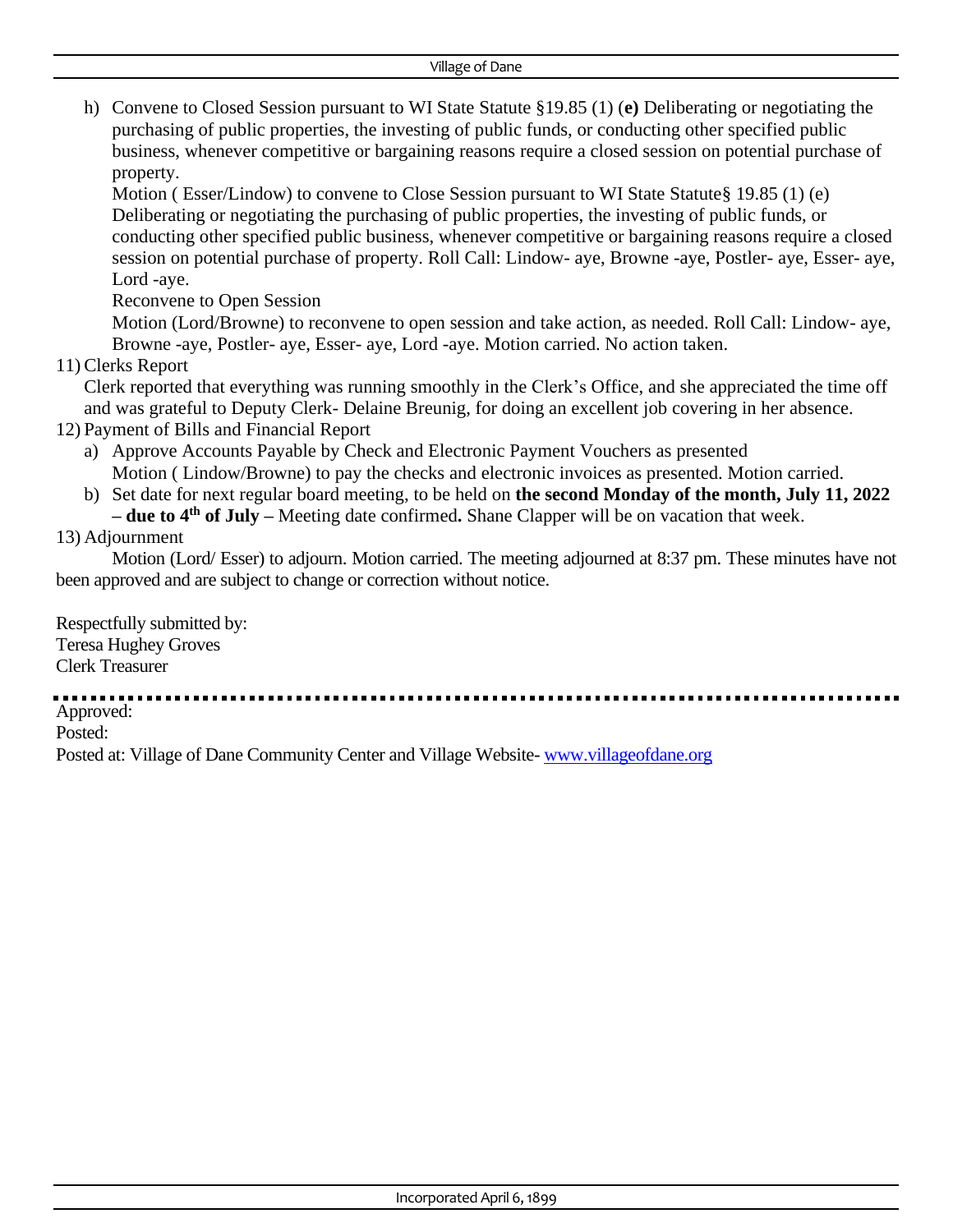h) Convene to Closed Session pursuant to WI State Statute §19.85 (1) (**e)** Deliberating or negotiating the purchasing of public properties, the investing of public funds, or conducting other specified public business, whenever competitive or bargaining reasons require a closed session on potential purchase of property.

   Motion ( Esser/Lindow) to convene to Close Session pursuant to WI State Statute§ 19.85 (1) (e) Deliberating or negotiating the purchasing of public properties, the investing of public funds, or conducting other specified public business, whenever competitive or bargaining reasons require a closed session on potential purchase of property. Roll Call: Lindow- aye, Browne -aye, Postler- aye, Esser- aye, Lord -aye.

   Reconvene to Open Session

   Motion (Lord/Browne) to reconvene to open session and take action, as needed. Roll Call: Lindow- aye, Browne -aye, Postler- aye, Esser- aye, Lord -aye. Motion carried. No action taken.

11) Clerks Report

   Clerk reported that everything was running smoothly in the Clerk's Office, and she appreciated the time off and was grateful to Deputy Clerk- Delaine Breunig, for doing an excellent job covering in her absence.

12) Payment of Bills and Financial Report

   a) Approve Accounts Payable by Check and Electronic Payment Vouchers as presented

      Motion ( Lindow/Browne) to pay the checks and electronic invoices as presented. Motion carried.

   b) Set date for next regular board meeting, to be held on **the second Monday of the month, July 11, 2022 – due to 4th of July –** Meeting date confirmed**.** Shane Clapper will be on vacation that week.

13) Adjournment

   Motion (Lord/ Esser) to adjourn. Motion carried. The meeting adjourned at 8:37 pm. These minutes have not been approved and are subject to change or correction without notice.

Respectfully submitted by:
Teresa Hughey Groves
Clerk Treasurer

---

Approved:

Posted:

Posted at: Village of Dane Community Center and Village Website- www.villageofdane.org